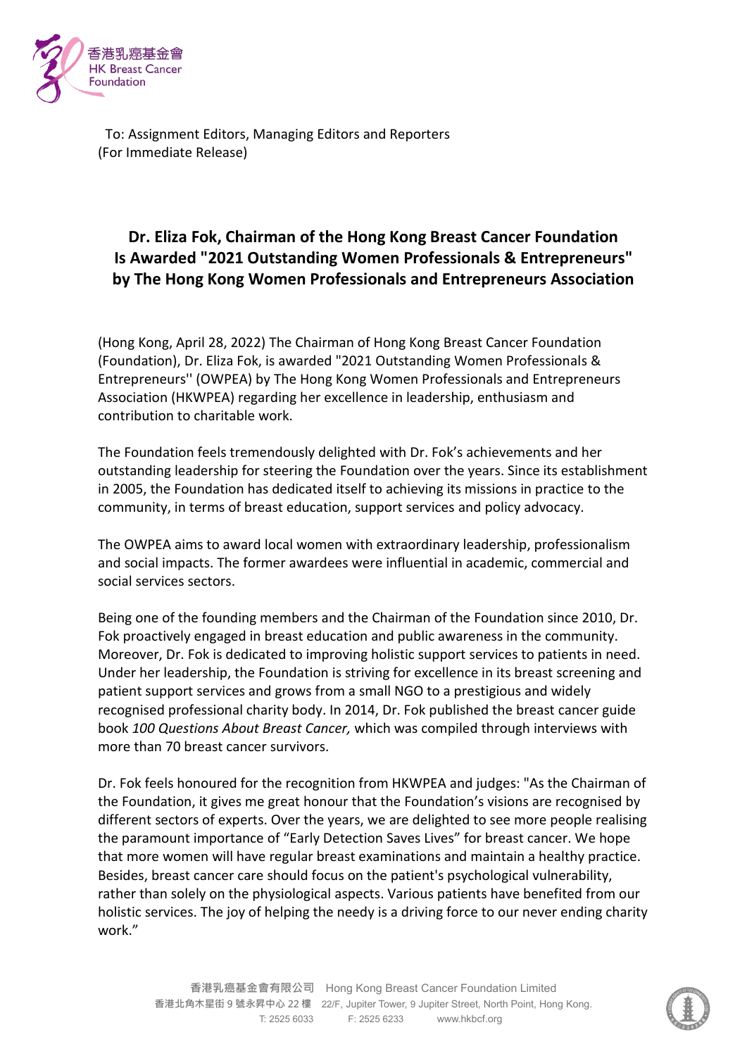To: Assignment Editors, Managing Editors and Reporters
(For Immediate Release)

# Dr. Eliza Fok, Chairman of the Hong Kong Breast Cancer Foundation Is Awarded "2021 Outstanding Women Professionals & Entrepreneurs" by The Hong Kong Women Professionals and Entrepreneurs Association

(Hong Kong, April 28, 2022) The Chairman of Hong Kong Breast Cancer Foundation (Foundation), Dr. Eliza Fok, is awarded "2021 Outstanding Women Professionals & Entrepreneurs'' (OWPEA) by The Hong Kong Women Professionals and Entrepreneurs Association (HKWPEA) regarding her excellence in leadership, enthusiasm and contribution to charitable work.

The Foundation feels tremendously delighted with Dr. Fok's achievements and her outstanding leadership for steering the Foundation over the years. Since its establishment in 2005, the Foundation has dedicated itself to achieving its missions in practice to the community, in terms of breast education, support services and policy advocacy.

The OWPEA aims to award local women with extraordinary leadership, professionalism and social impacts. The former awardees were influential in academic, commercial and social services sectors.

Being one of the founding members and the Chairman of the Foundation since 2010, Dr. Fok proactively engaged in breast education and public awareness in the community. Moreover, Dr. Fok is dedicated to improving holistic support services to patients in need. Under her leadership, the Foundation is striving for excellence in its breast screening and patient support services and grows from a small NGO to a prestigious and widely recognised professional charity body. In 2014, Dr. Fok published the breast cancer guide book *100 Questions About Breast Cancer,* which was compiled through interviews with more than 70 breast cancer survivors.

Dr. Fok feels honoured for the recognition from HKWPEA and judges: "As the Chairman of the Foundation, it gives me great honour that the Foundation's visions are recognised by different sectors of experts. Over the years, we are delighted to see more people realising the paramount importance of "Early Detection Saves Lives" for breast cancer. We hope that more women will have regular breast examinations and maintain a healthy practice. Besides, breast cancer care should focus on the patient's psychological vulnerability, rather than solely on the physiological aspects. Various patients have benefited from our holistic services. The joy of helping the needy is a driving force to our never ending charity work."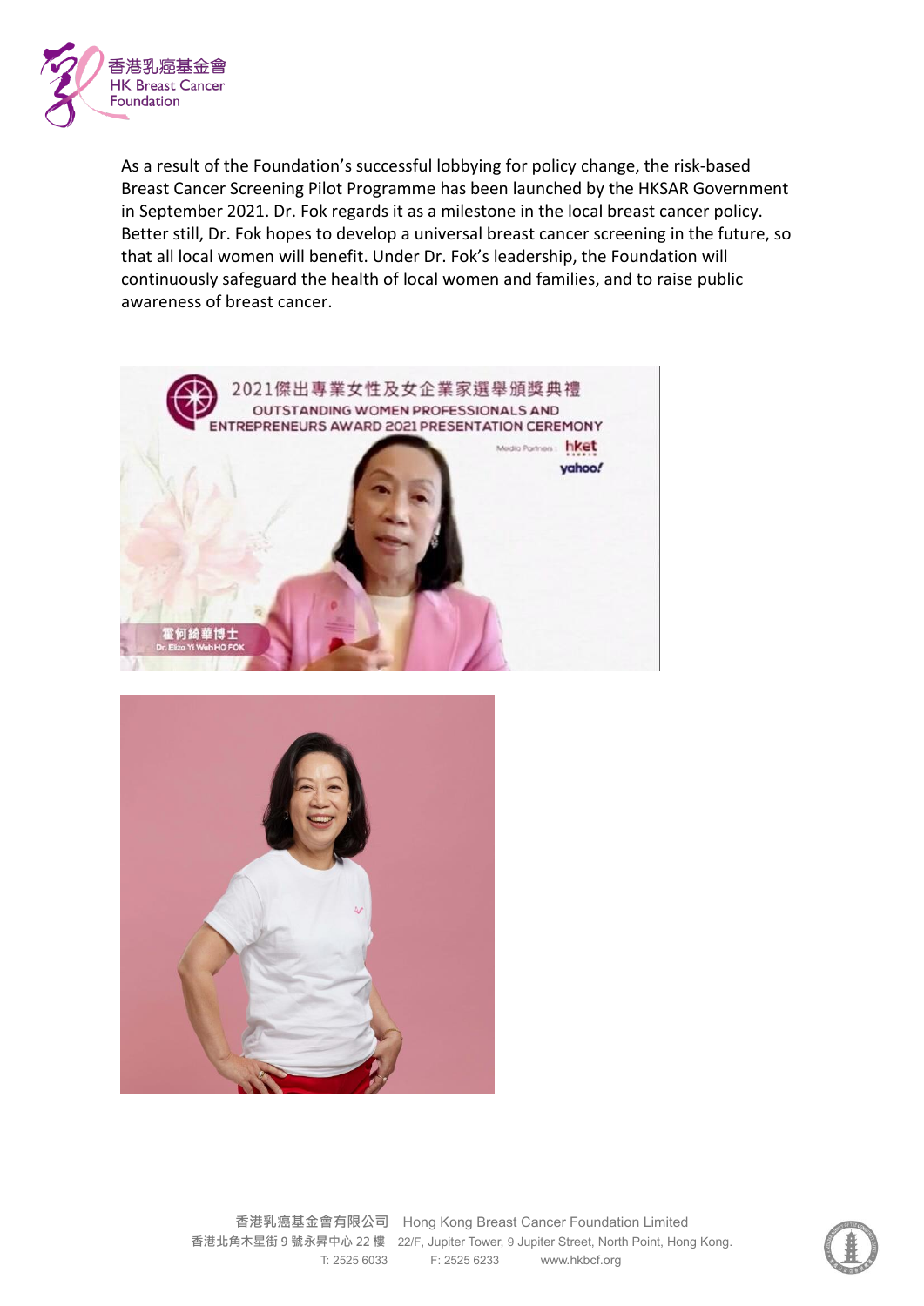As a result of the Foundation's successful lobbying for policy change, the risk-based Breast Cancer Screening Pilot Programme has been launched by the HKSAR Government in September 2021. Dr. Fok regards it as a milestone in the local breast cancer policy. Better still, Dr. Fok hopes to develop a universal breast cancer screening in the future, so that all local women will benefit. Under Dr. Fok's leadership, the Foundation will continuously safeguard the health of local women and families, and to raise public awareness of breast cancer.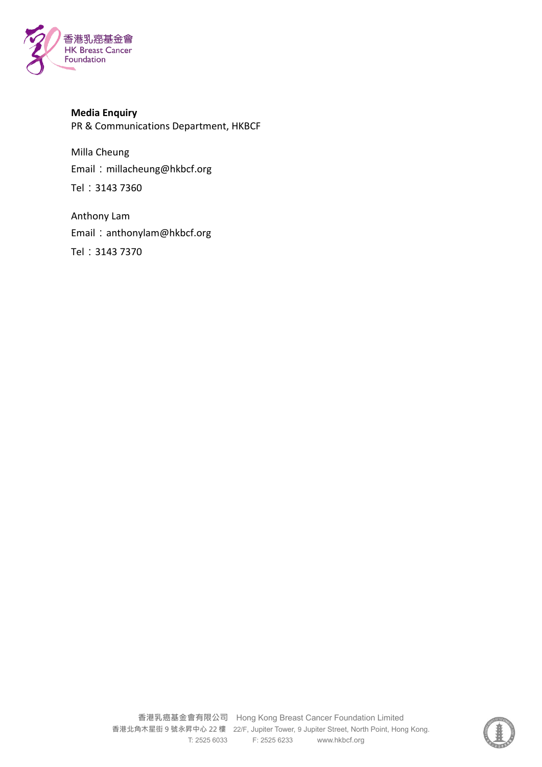**Media Enquiry**
PR & Communications Department, HKBCF

Milla Cheung
Email：millacheung@hkbcf.org
Tel：3143 7360

Anthony Lam
Email：anthonylam@hkbcf.org
Tel：3143 7370